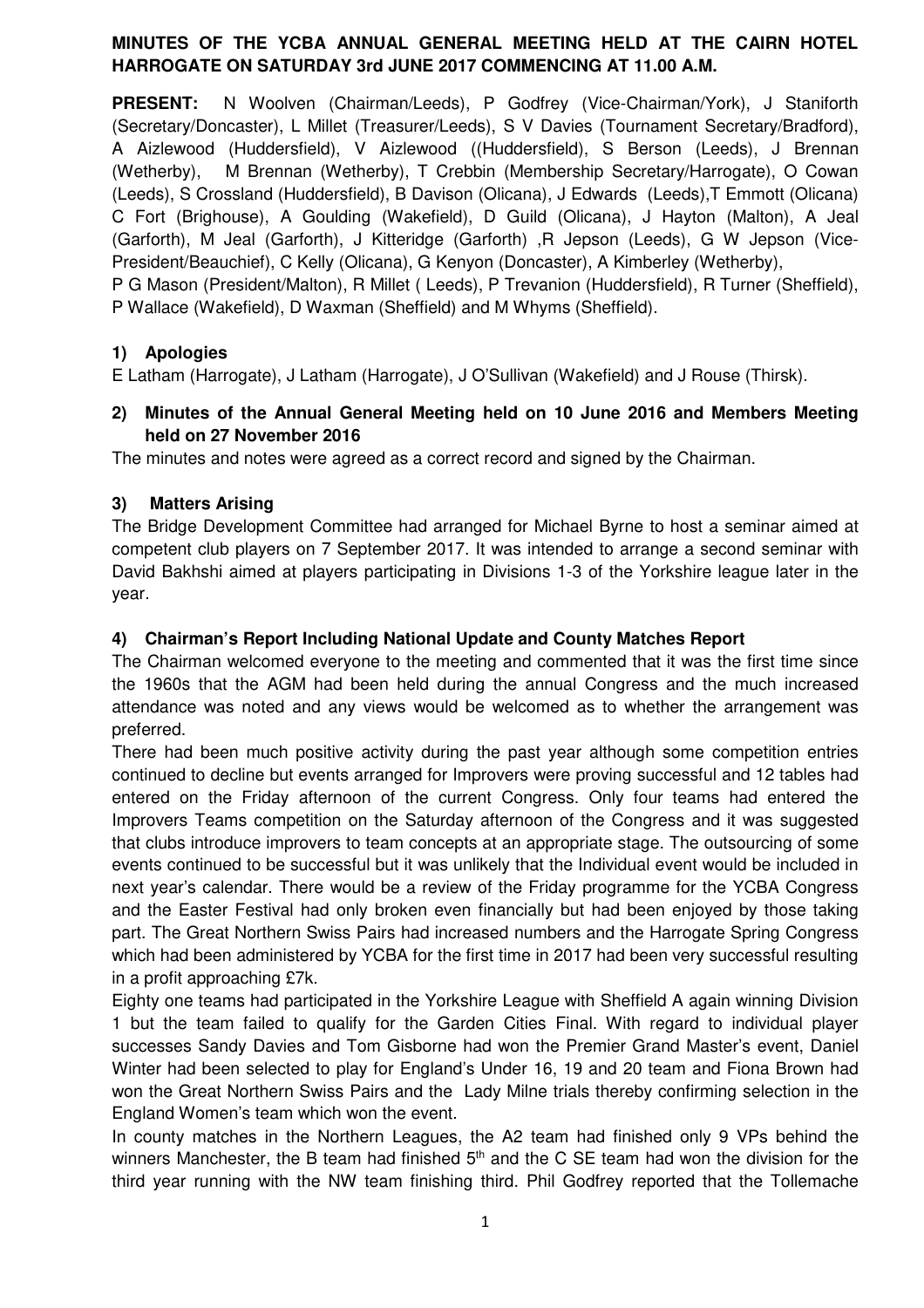**MINUTES OF THE YCBA ANNUAL GENERAL MEETING HELD AT THE CAIRN HOTEL HARROGATE ON SATURDAY 3rd JUNE 2017 COMMENCING AT 11.00 A.M.**

**PRESENT:** N Woolven (Chairman/Leeds), P Godfrey (Vice-Chairman/York), J Staniforth (Secretary/Doncaster), L Millet (Treasurer/Leeds), S V Davies (Tournament Secretary/Bradford), A Aizlewood (Huddersfield), V Aizlewood ((Huddersfield), S Berson (Leeds), J Brennan (Wetherby), M Brennan (Wetherby), T Crebbin (Membership Secretary/Harrogate), O Cowan (Leeds), S Crossland (Huddersfield), B Davison (Olicana), J Edwards (Leeds),T Emmott (Olicana) C Fort (Brighouse), A Goulding (Wakefield), D Guild (Olicana), J Hayton (Malton), A Jeal (Garforth), M Jeal (Garforth), J Kitteridge (Garforth) ,R Jepson (Leeds), G W Jepson (Vice-President/Beauchief), C Kelly (Olicana), G Kenyon (Doncaster), A Kimberley (Wetherby), P G Mason (President/Malton), R Millet ( Leeds), P Trevanion (Huddersfield), R Turner (Sheffield), P Wallace (Wakefield), D Waxman (Sheffield) and M Whyms (Sheffield).

**1) Apologies**

E Latham (Harrogate), J Latham (Harrogate), J O'Sullivan (Wakefield) and J Rouse (Thirsk).

**2) Minutes of the Annual General Meeting held on 10 June 2016 and Members Meeting held on 27 November 2016**

The minutes and notes were agreed as a correct record and signed by the Chairman.

**3) Matters Arising**

The Bridge Development Committee had arranged for Michael Byrne to host a seminar aimed at competent club players on 7 September 2017. It was intended to arrange a second seminar with David Bakhshi aimed at players participating in Divisions 1-3 of the Yorkshire league later in the year.

**4) Chairman's Report Including National Update and County Matches Report**

The Chairman welcomed everyone to the meeting and commented that it was the first time since the 1960s that the AGM had been held during the annual Congress and the much increased attendance was noted and any views would be welcomed as to whether the arrangement was preferred.

There had been much positive activity during the past year although some competition entries continued to decline but events arranged for Improvers were proving successful and 12 tables had entered on the Friday afternoon of the current Congress. Only four teams had entered the Improvers Teams competition on the Saturday afternoon of the Congress and it was suggested that clubs introduce improvers to team concepts at an appropriate stage. The outsourcing of some events continued to be successful but it was unlikely that the Individual event would be included in next year's calendar. There would be a review of the Friday programme for the YCBA Congress and the Easter Festival had only broken even financially but had been enjoyed by those taking part. The Great Northern Swiss Pairs had increased numbers and the Harrogate Spring Congress which had been administered by YCBA for the first time in 2017 had been very successful resulting in a profit approaching £7k.

Eighty one teams had participated in the Yorkshire League with Sheffield A again winning Division 1 but the team failed to qualify for the Garden Cities Final. With regard to individual player successes Sandy Davies and Tom Gisborne had won the Premier Grand Master's event, Daniel Winter had been selected to play for England's Under 16, 19 and 20 team and Fiona Brown had won the Great Northern Swiss Pairs and the Lady Milne trials thereby confirming selection in the England Women's team which won the event.

In county matches in the Northern Leagues, the A2 team had finished only 9 VPs behind the winners Manchester, the B team had finished 5th and the C SE team had won the division for the third year running with the NW team finishing third. Phil Godfrey reported that the Tollemache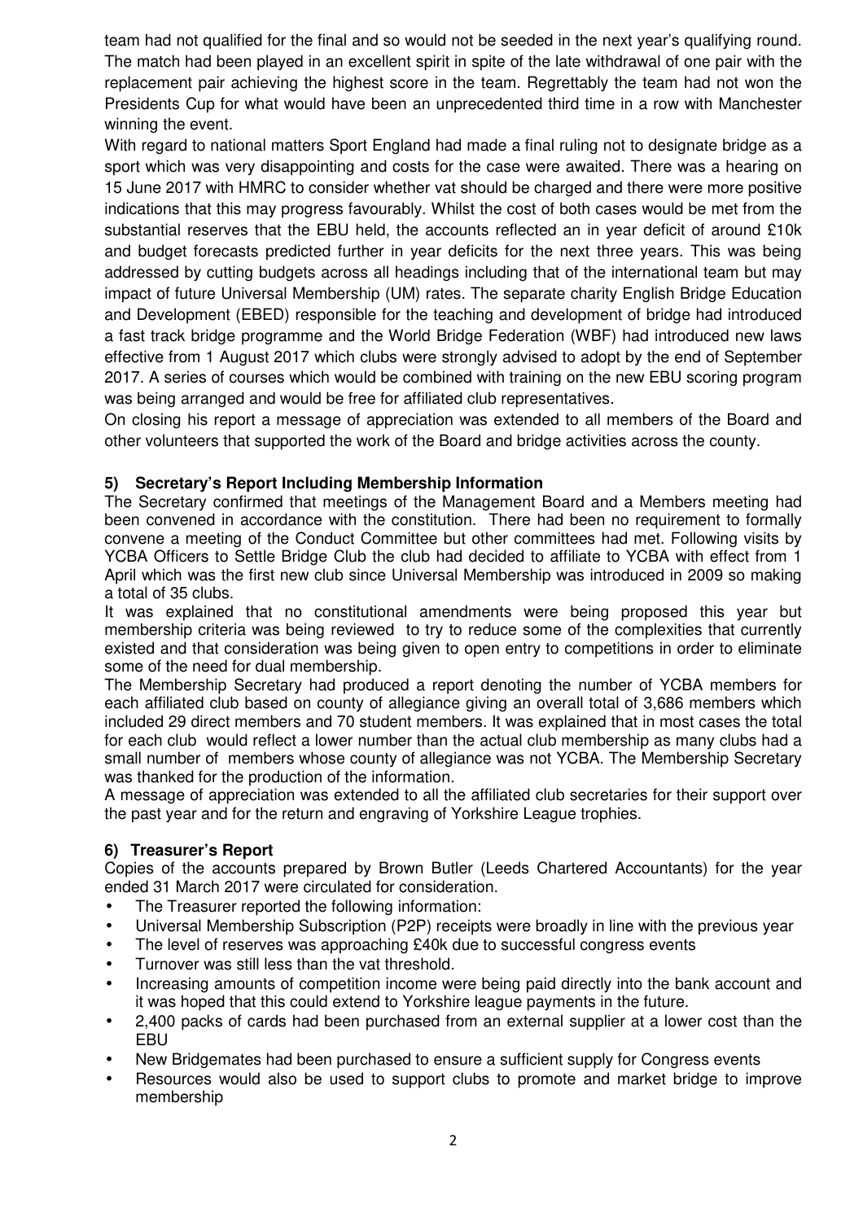team had not qualified for the final and so would not be seeded in the next year's qualifying round. The match had been played in an excellent spirit in spite of the late withdrawal of one pair with the replacement pair achieving the highest score in the team. Regrettably the team had not won the Presidents Cup for what would have been an unprecedented third time in a row with Manchester winning the event.

With regard to national matters Sport England had made a final ruling not to designate bridge as a sport which was very disappointing and costs for the case were awaited. There was a hearing on 15 June 2017 with HMRC to consider whether vat should be charged and there were more positive indications that this may progress favourably. Whilst the cost of both cases would be met from the substantial reserves that the EBU held, the accounts reflected an in year deficit of around £10k and budget forecasts predicted further in year deficits for the next three years. This was being addressed by cutting budgets across all headings including that of the international team but may impact of future Universal Membership (UM) rates. The separate charity English Bridge Education and Development (EBED) responsible for the teaching and development of bridge had introduced a fast track bridge programme and the World Bridge Federation (WBF) had introduced new laws effective from 1 August 2017 which clubs were strongly advised to adopt by the end of September 2017. A series of courses which would be combined with training on the new EBU scoring program was being arranged and would be free for affiliated club representatives.

On closing his report a message of appreciation was extended to all members of the Board and other volunteers that supported the work of the Board and bridge activities across the county.

### 5) Secretary's Report Including Membership Information

The Secretary confirmed that meetings of the Management Board and a Members meeting had been convened in accordance with the constitution. There had been no requirement to formally convene a meeting of the Conduct Committee but other committees had met. Following visits by YCBA Officers to Settle Bridge Club the club had decided to affiliate to YCBA with effect from 1 April which was the first new club since Universal Membership was introduced in 2009 so making a total of 35 clubs.

It was explained that no constitutional amendments were being proposed this year but membership criteria was being reviewed to try to reduce some of the complexities that currently existed and that consideration was being given to open entry to competitions in order to eliminate some of the need for dual membership.

The Membership Secretary had produced a report denoting the number of YCBA members for each affiliated club based on county of allegiance giving an overall total of 3,686 members which included 29 direct members and 70 student members. It was explained that in most cases the total for each club would reflect a lower number than the actual club membership as many clubs had a small number of members whose county of allegiance was not YCBA. The Membership Secretary was thanked for the production of the information.

A message of appreciation was extended to all the affiliated club secretaries for their support over the past year and for the return and engraving of Yorkshire League trophies.

### 6) Treasurer's Report

Copies of the accounts prepared by Brown Butler (Leeds Chartered Accountants) for the year ended 31 March 2017 were circulated for consideration.

- The Treasurer reported the following information:
- Universal Membership Subscription (P2P) receipts were broadly in line with the previous year
- The level of reserves was approaching £40k due to successful congress events
- Turnover was still less than the vat threshold.
- Increasing amounts of competition income were being paid directly into the bank account and it was hoped that this could extend to Yorkshire league payments in the future.
- 2,400 packs of cards had been purchased from an external supplier at a lower cost than the EBU
- New Bridgemates had been purchased to ensure a sufficient supply for Congress events
- Resources would also be used to support clubs to promote and market bridge to improve membership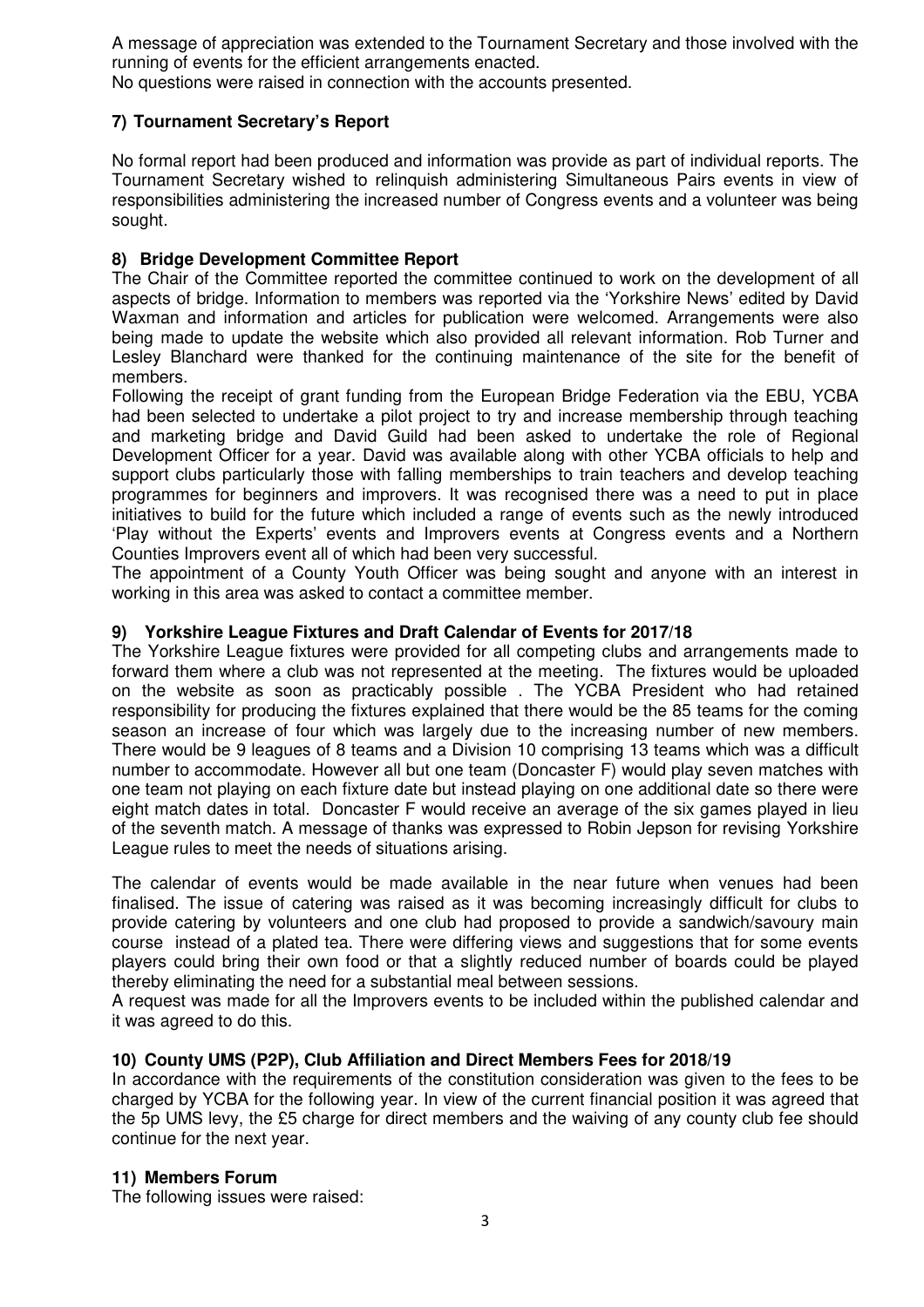A message of appreciation was extended to the Tournament Secretary and those involved with the running of events for the efficient arrangements enacted.
No questions were raised in connection with the accounts presented.

### 7) Tournament Secretary's Report

No formal report had been produced and information was provide as part of individual reports. The Tournament Secretary wished to relinquish administering Simultaneous Pairs events in view of responsibilities administering the increased number of Congress events and a volunteer was being sought.

### 8) Bridge Development Committee Report

The Chair of the Committee reported the committee continued to work on the development of all aspects of bridge. Information to members was reported via the 'Yorkshire News' edited by David Waxman and information and articles for publication were welcomed. Arrangements were also being made to update the website which also provided all relevant information. Rob Turner and Lesley Blanchard were thanked for the continuing maintenance of the site for the benefit of members.

Following the receipt of grant funding from the European Bridge Federation via the EBU, YCBA had been selected to undertake a pilot project to try and increase membership through teaching and marketing bridge and David Guild had been asked to undertake the role of Regional Development Officer for a year. David was available along with other YCBA officials to help and support clubs particularly those with falling memberships to train teachers and develop teaching programmes for beginners and improvers. It was recognised there was a need to put in place initiatives to build for the future which included a range of events such as the newly introduced 'Play without the Experts' events and Improvers events at Congress events and a Northern Counties Improvers event all of which had been very successful.

The appointment of a County Youth Officer was being sought and anyone with an interest in working in this area was asked to contact a committee member.

### 9) Yorkshire League Fixtures and Draft Calendar of Events for 2017/18

The Yorkshire League fixtures were provided for all competing clubs and arrangements made to forward them where a club was not represented at the meeting. The fixtures would be uploaded on the website as soon as practicably possible . The YCBA President who had retained responsibility for producing the fixtures explained that there would be the 85 teams for the coming season an increase of four which was largely due to the increasing number of new members. There would be 9 leagues of 8 teams and a Division 10 comprising 13 teams which was a difficult number to accommodate. However all but one team (Doncaster F) would play seven matches with one team not playing on each fixture date but instead playing on one additional date so there were eight match dates in total. Doncaster F would receive an average of the six games played in lieu of the seventh match. A message of thanks was expressed to Robin Jepson for revising Yorkshire League rules to meet the needs of situations arising.

The calendar of events would be made available in the near future when venues had been finalised. The issue of catering was raised as it was becoming increasingly difficult for clubs to provide catering by volunteers and one club had proposed to provide a sandwich/savoury main course instead of a plated tea. There were differing views and suggestions that for some events players could bring their own food or that a slightly reduced number of boards could be played thereby eliminating the need for a substantial meal between sessions.

A request was made for all the Improvers events to be included within the published calendar and it was agreed to do this.

### 10) County UMS (P2P), Club Affiliation and Direct Members Fees for 2018/19

In accordance with the requirements of the constitution consideration was given to the fees to be charged by YCBA for the following year. In view of the current financial position it was agreed that the 5p UMS levy, the £5 charge for direct members and the waiving of any county club fee should continue for the next year.

### 11) Members Forum

The following issues were raised: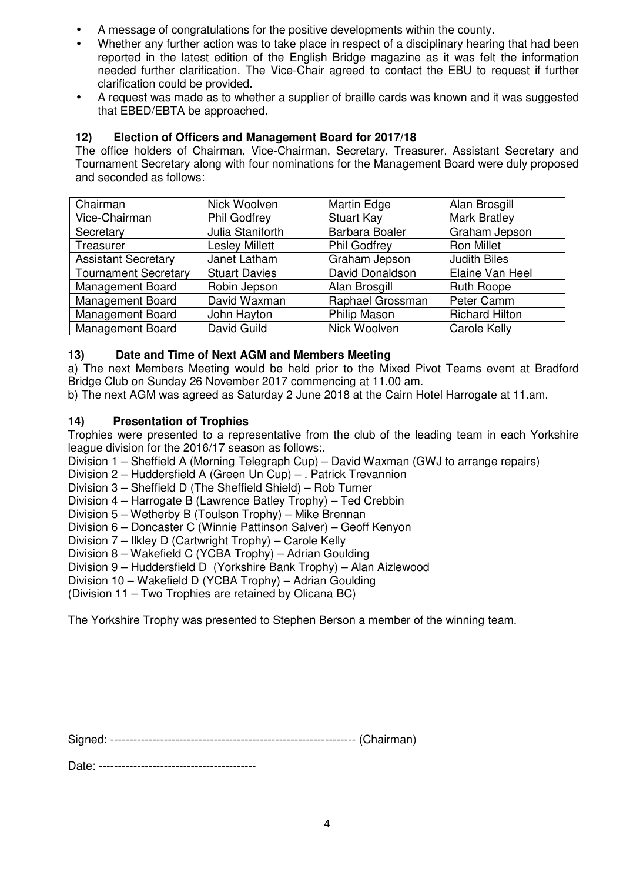- A message of congratulations for the positive developments within the county.
- Whether any further action was to take place in respect of a disciplinary hearing that had been reported in the latest edition of the English Bridge magazine as it was felt the information needed further clarification. The Vice-Chair agreed to contact the EBU to request if further clarification could be provided.
- A request was made as to whether a supplier of braille cards was known and it was suggested that EBED/EBTA be approached.

### 12) Election of Officers and Management Board for 2017/18

The office holders of Chairman, Vice-Chairman, Secretary, Treasurer, Assistant Secretary and Tournament Secretary along with four nominations for the Management Board were duly proposed and seconded as follows:

| | | | |
|---|---|---|---|
| Chairman | Nick Woolven | Martin Edge | Alan Brosgill |
| Vice-Chairman | Phil Godfrey | Stuart Kay | Mark Bratley |
| Secretary | Julia Staniforth | Barbara Boaler | Graham Jepson |
| Treasurer | Lesley Millett | Phil Godfrey | Ron Millet |
| Assistant Secretary | Janet Latham | Graham Jepson | Judith Biles |
| Tournament Secretary | Stuart Davies | David Donaldson | Elaine Van Heel |
| Management Board | Robin Jepson | Alan Brosgill | Ruth Roope |
| Management Board | David Waxman | Raphael Grossman | Peter Camm |
| Management Board | John Hayton | Philip Mason | Richard Hilton |
| Management Board | David Guild | Nick Woolven | Carole Kelly |

### 13) Date and Time of Next AGM and Members Meeting

a) The next Members Meeting would be held prior to the Mixed Pivot Teams event at Bradford Bridge Club on Sunday 26 November 2017 commencing at 11.00 am.

b) The next AGM was agreed as Saturday 2 June 2018 at the Cairn Hotel Harrogate at 11.am.

### 14) Presentation of Trophies

Trophies were presented to a representative from the club of the leading team in each Yorkshire league division for the 2016/17 season as follows:.

Division 1 – Sheffield A (Morning Telegraph Cup) – David Waxman (GWJ to arrange repairs)
Division 2 – Huddersfield A (Green Un Cup) – . Patrick Trevannion
Division 3 – Sheffield D (The Sheffield Shield) – Rob Turner
Division 4 – Harrogate B (Lawrence Batley Trophy) – Ted Crebbin
Division 5 – Wetherby B (Toulson Trophy) – Mike Brennan
Division 6 – Doncaster C (Winnie Pattinson Salver) – Geoff Kenyon
Division 7 – Ilkley D (Cartwright Trophy) – Carole Kelly
Division 8 – Wakefield C (YCBA Trophy) – Adrian Goulding
Division 9 – Huddersfield D (Yorkshire Bank Trophy) – Alan Aizlewood
Division 10 – Wakefield D (YCBA Trophy) – Adrian Goulding
(Division 11 – Two Trophies are retained by Olicana BC)

The Yorkshire Trophy was presented to Stephen Berson a member of the winning team.

Signed: ---------------------------------------------------------------- (Chairman)

Date: -----------------------------------------